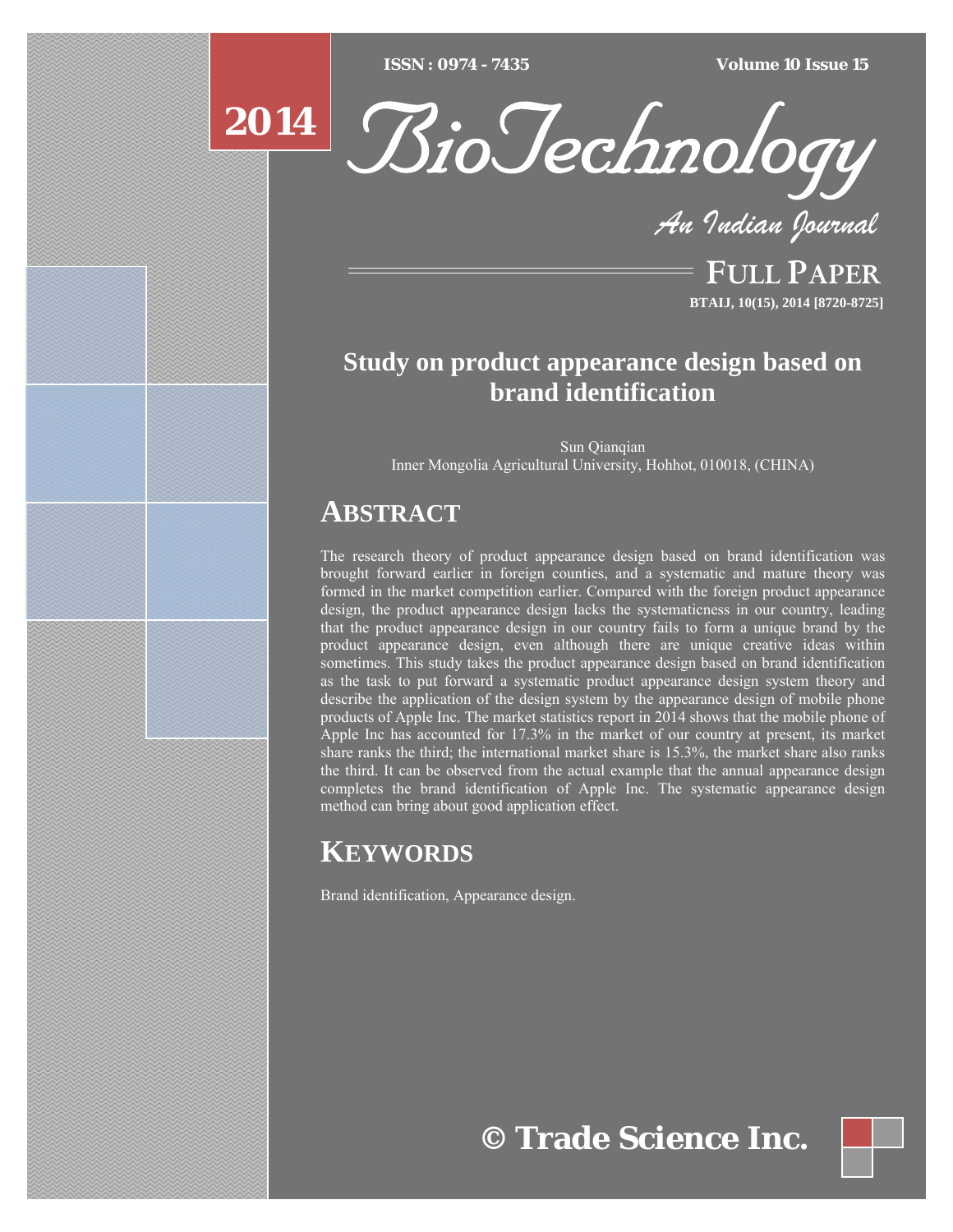# Study on product appearance design based on brand identification

Sun Qianqian
Inner Mongolia Agricultural University, Hohhot, 010018, (CHINA)

## ABSTRACT

The research theory of product appearance design based on brand identification was brought forward earlier in foreign counties, and a systematic and mature theory was formed in the market competition earlier. Compared with the foreign product appearance design, the product appearance design lacks the systematicness in our country, leading that the product appearance design in our country fails to form a unique brand by the product appearance design, even although there are unique creative ideas within sometimes. This study takes the product appearance design based on brand identification as the task to put forward a systematic product appearance design system theory and describe the application of the design system by the appearance design of mobile phone products of Apple Inc. The market statistics report in 2014 shows that the mobile phone of Apple Inc has accounted for 17.3% in the market of our country at present, its market share ranks the third; the international market share is 15.3%, the market share also ranks the third. It can be observed from the actual example that the annual appearance design completes the brand identification of Apple Inc. The systematic appearance design method can bring about good application effect.

## KEYWORDS

Brand identification, Appearance design.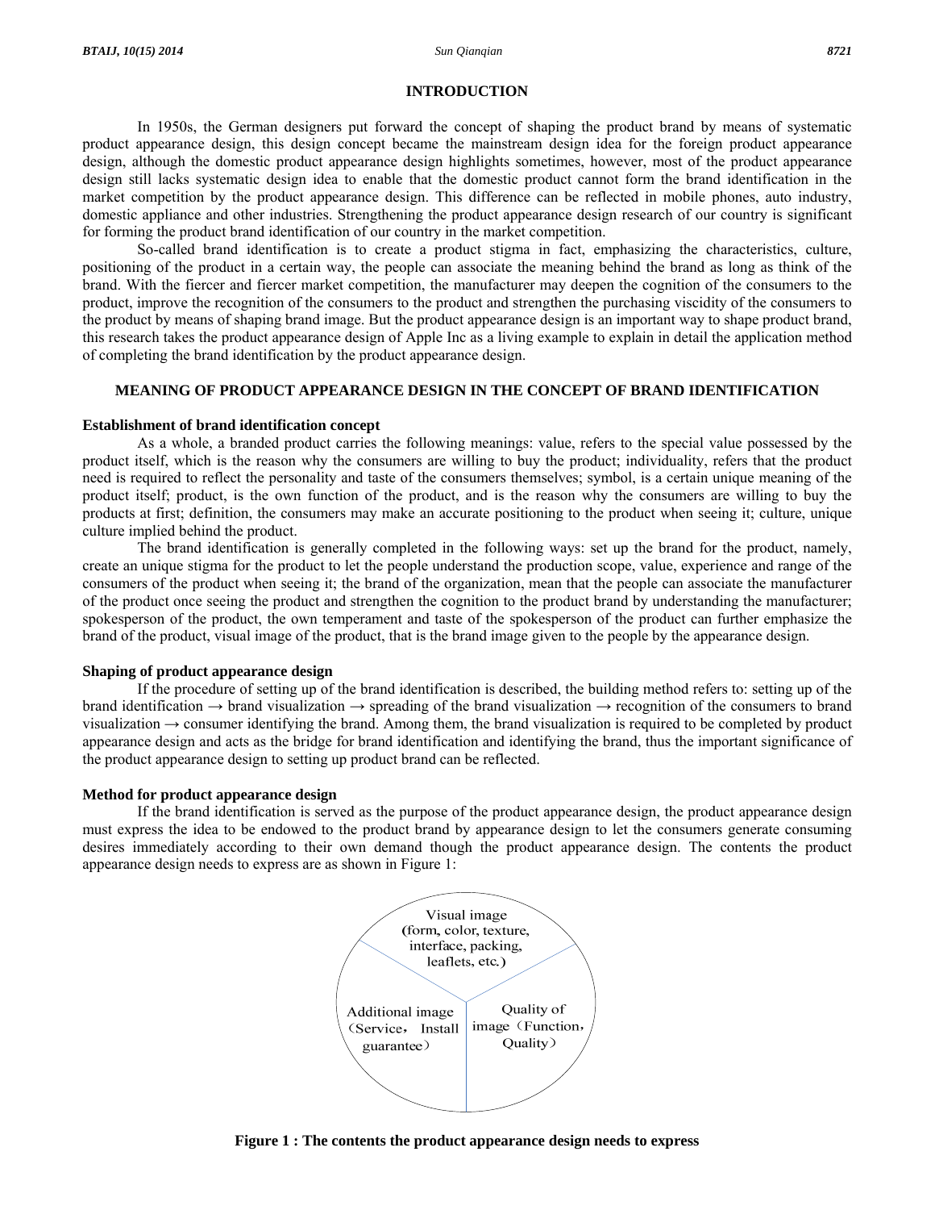## INTRODUCTION

In 1950s, the German designers put forward the concept of shaping the product brand by means of systematic product appearance design, this design concept became the mainstream design idea for the foreign product appearance design, although the domestic product appearance design highlights sometimes, however, most of the product appearance design still lacks systematic design idea to enable that the domestic product cannot form the brand identification in the market competition by the product appearance design. This difference can be reflected in mobile phones, auto industry, domestic appliance and other industries. Strengthening the product appearance design research of our country is significant for forming the product brand identification of our country in the market competition.

So-called brand identification is to create a product stigma in fact, emphasizing the characteristics, culture, positioning of the product in a certain way, the people can associate the meaning behind the brand as long as think of the brand. With the fiercer and fiercer market competition, the manufacturer may deepen the cognition of the consumers to the product, improve the recognition of the consumers to the product and strengthen the purchasing viscidity of the consumers to the product by means of shaping brand image. But the product appearance design is an important way to shape product brand, this research takes the product appearance design of Apple Inc as a living example to explain in detail the application method of completing the brand identification by the product appearance design.

## MEANING OF PRODUCT APPEARANCE DESIGN IN THE CONCEPT OF BRAND IDENTIFICATION

### Establishment of brand identification concept

As a whole, a branded product carries the following meanings: value, refers to the special value possessed by the product itself, which is the reason why the consumers are willing to buy the product; individuality, refers that the product need is required to reflect the personality and taste of the consumers themselves; symbol, is a certain unique meaning of the product itself; product, is the own function of the product, and is the reason why the consumers are willing to buy the products at first; definition, the consumers may make an accurate positioning to the product when seeing it; culture, unique culture implied behind the product.

The brand identification is generally completed in the following ways: set up the brand for the product, namely, create an unique stigma for the product to let the people understand the production scope, value, experience and range of the consumers of the product when seeing it; the brand of the organization, mean that the people can associate the manufacturer of the product once seeing the product and strengthen the cognition to the product brand by understanding the manufacturer; spokesperson of the product, the own temperament and taste of the spokesperson of the product can further emphasize the brand of the product, visual image of the product, that is the brand image given to the people by the appearance design.

### Shaping of product appearance design

If the procedure of setting up of the brand identification is described, the building method refers to: setting up of the brand identification → brand visualization → spreading of the brand visualization → recognition of the consumers to brand visualization → consumer identifying the brand. Among them, the brand visualization is required to be completed by product appearance design and acts as the bridge for brand identification and identifying the brand, thus the important significance of the product appearance design to setting up product brand can be reflected.

### Method for product appearance design

If the brand identification is served as the purpose of the product appearance design, the product appearance design must express the idea to be endowed to the product brand by appearance design to let the consumers generate consuming desires immediately according to their own demand though the product appearance design. The contents the product appearance design needs to express are as shown in Figure 1:

Visual image (form, color, texture, interface, packing, leaflets, etc.)

Additional image（Service，Install guarantee）

Quality of image（Function，Quality）

**Figure 1 : The contents the product appearance design needs to express**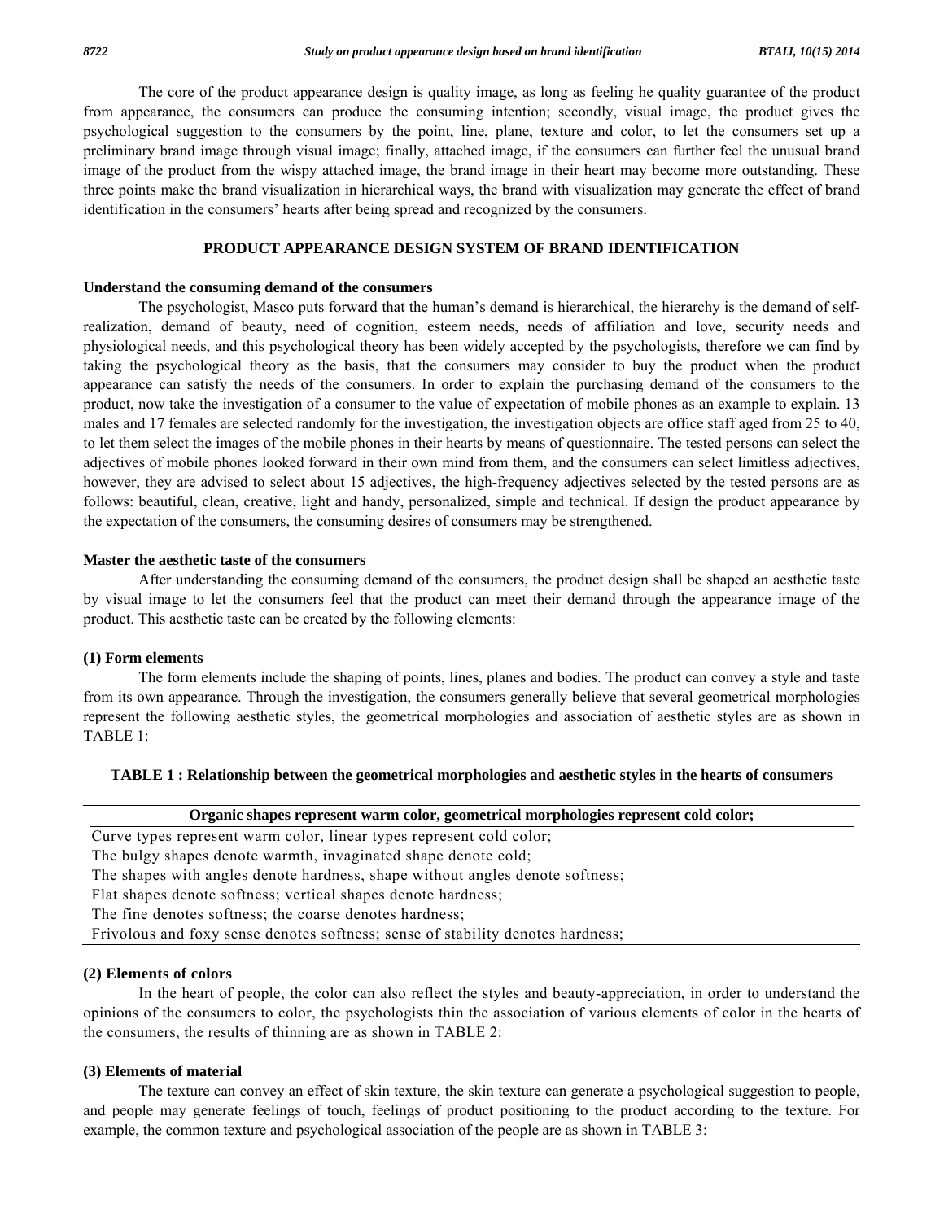The core of the product appearance design is quality image, as long as feeling he quality guarantee of the product from appearance, the consumers can produce the consuming intention; secondly, visual image, the product gives the psychological suggestion to the consumers by the point, line, plane, texture and color, to let the consumers set up a preliminary brand image through visual image; finally, attached image, if the consumers can further feel the unusual brand image of the product from the wispy attached image, the brand image in their heart may become more outstanding. These three points make the brand visualization in hierarchical ways, the brand with visualization may generate the effect of brand identification in the consumers' hearts after being spread and recognized by the consumers.

## PRODUCT APPEARANCE DESIGN SYSTEM OF BRAND IDENTIFICATION

### Understand the consuming demand of the consumers

The psychologist, Masco puts forward that the human's demand is hierarchical, the hierarchy is the demand of self-realization, demand of beauty, need of cognition, esteem needs, needs of affiliation and love, security needs and physiological needs, and this psychological theory has been widely accepted by the psychologists, therefore we can find by taking the psychological theory as the basis, that the consumers may consider to buy the product when the product appearance can satisfy the needs of the consumers. In order to explain the purchasing demand of the consumers to the product, now take the investigation of a consumer to the value of expectation of mobile phones as an example to explain. 13 males and 17 females are selected randomly for the investigation, the investigation objects are office staff aged from 25 to 40, to let them select the images of the mobile phones in their hearts by means of questionnaire. The tested persons can select the adjectives of mobile phones looked forward in their own mind from them, and the consumers can select limitless adjectives, however, they are advised to select about 15 adjectives, the high-frequency adjectives selected by the tested persons are as follows: beautiful, clean, creative, light and handy, personalized, simple and technical. If design the product appearance by the expectation of the consumers, the consuming desires of consumers may be strengthened.

### Master the aesthetic taste of the consumers

After understanding the consuming demand of the consumers, the product design shall be shaped an aesthetic taste by visual image to let the consumers feel that the product can meet their demand through the appearance image of the product. This aesthetic taste can be created by the following elements:

#### (1) Form elements

The form elements include the shaping of points, lines, planes and bodies. The product can convey a style and taste from its own appearance. Through the investigation, the consumers generally believe that several geometrical morphologies represent the following aesthetic styles, the geometrical morphologies and association of aesthetic styles are as shown in TABLE 1:

**TABLE 1 : Relationship between the geometrical morphologies and aesthetic styles in the hearts of consumers**

| Organic shapes represent warm color, geometrical morphologies represent cold color; |
|---|
| Curve types represent warm color, linear types represent cold color; |
| The bulgy shapes denote warmth, invaginated shape denote cold; |
| The shapes with angles denote hardness, shape without angles denote softness; |
| Flat shapes denote softness; vertical shapes denote hardness; |
| The fine denotes softness; the coarse denotes hardness; |
| Frivolous and foxy sense denotes softness; sense of stability denotes hardness; |

#### (2) Elements of colors

In the heart of people, the color can also reflect the styles and beauty-appreciation, in order to understand the opinions of the consumers to color, the psychologists thin the association of various elements of color in the hearts of the consumers, the results of thinning are as shown in TABLE 2:

#### (3) Elements of material

The texture can convey an effect of skin texture, the skin texture can generate a psychological suggestion to people, and people may generate feelings of touch, feelings of product positioning to the product according to the texture. For example, the common texture and psychological association of the people are as shown in TABLE 3: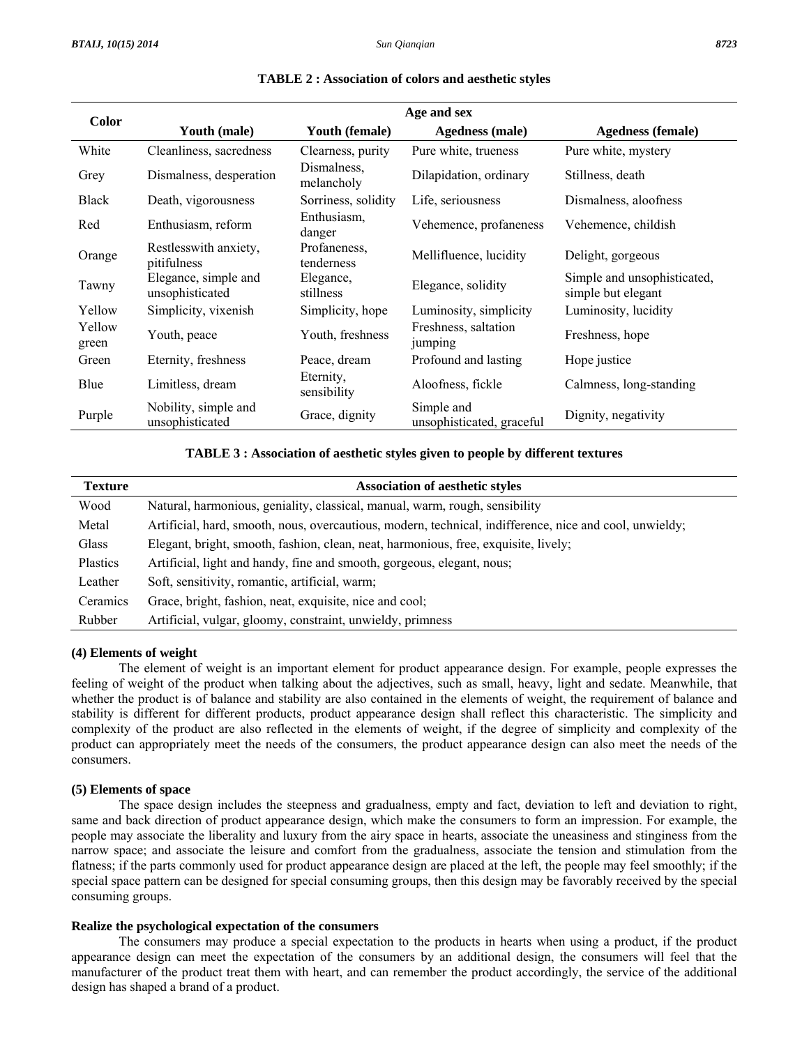**TABLE 2 : Association of colors and aesthetic styles**

| Color | Age and sex | | | |
|---|---|---|---|---|
| | Youth (male) | Youth (female) | Agedness (male) | Agedness (female) |
| White | Cleanliness, sacredness | Clearness, purity | Pure white, trueness | Pure white, mystery |
| Grey | Dismalness, desperation | Dismalness, melancholy | Dilapidation, ordinary | Stillness, death |
| Black | Death, vigorousness | Sorriness, solidity | Life, seriousness | Dismalness, aloofness |
| Red | Enthusiasm, reform | Enthusiasm, danger | Vehemence, profaneness | Vehemence, childish |
| Orange | Restlesswith anxiety, pitifulness | Profaneness, tenderness | Mellifluence, lucidity | Delight, gorgeous |
| Tawny | Elegance, simple and unsophisticated | Elegance, stillness | Elegance, solidity | Simple and unsophisticated, simple but elegant |
| Yellow | Simplicity, vixenish | Simplicity, hope | Luminosity, simplicity | Luminosity, lucidity |
| Yellow green | Youth, peace | Youth, freshness | Freshness, saltation jumping | Freshness, hope |
| Green | Eternity, freshness | Peace, dream | Profound and lasting | Hope justice |
| Blue | Limitless, dream | Eternity, sensibility | Aloofness, fickle | Calmness, long-standing |
| Purple | Nobility, simple and unsophisticated | Grace, dignity | Simple and unsophisticated, graceful | Dignity, negativity |

**TABLE 3 : Association of aesthetic styles given to people by different textures**

| Texture | Association of aesthetic styles |
|---|---|
| Wood | Natural, harmonious, geniality, classical, manual, warm, rough, sensibility |
| Metal | Artificial, hard, smooth, nous, overcautious, modern, technical, indifference, nice and cool, unwieldy; |
| Glass | Elegant, bright, smooth, fashion, clean, neat, harmonious, free, exquisite, lively; |
| Plastics | Artificial, light and handy, fine and smooth, gorgeous, elegant, nous; |
| Leather | Soft, sensitivity, romantic, artificial, warm; |
| Ceramics | Grace, bright, fashion, neat, exquisite, nice and cool; |
| Rubber | Artificial, vulgar, gloomy, constraint, unwieldy, primness |

**(4) Elements of weight**

The element of weight is an important element for product appearance design. For example, people expresses the feeling of weight of the product when talking about the adjectives, such as small, heavy, light and sedate. Meanwhile, that whether the product is of balance and stability are also contained in the elements of weight, the requirement of balance and stability is different for different products, product appearance design shall reflect this characteristic. The simplicity and complexity of the product are also reflected in the elements of weight, if the degree of simplicity and complexity of the product can appropriately meet the needs of the consumers, the product appearance design can also meet the needs of the consumers.

**(5) Elements of space**

The space design includes the steepness and gradualness, empty and fact, deviation to left and deviation to right, same and back direction of product appearance design, which make the consumers to form an impression. For example, the people may associate the liberality and luxury from the airy space in hearts, associate the uneasiness and stinginess from the narrow space; and associate the leisure and comfort from the gradualness, associate the tension and stimulation from the flatness; if the parts commonly used for product appearance design are placed at the left, the people may feel smoothly; if the special space pattern can be designed for special consuming groups, then this design may be favorably received by the special consuming groups.

**Realize the psychological expectation of the consumers**

The consumers may produce a special expectation to the products in hearts when using a product, if the product appearance design can meet the expectation of the consumers by an additional design, the consumers will feel that the manufacturer of the product treat them with heart, and can remember the product accordingly, the service of the additional design has shaped a brand of a product.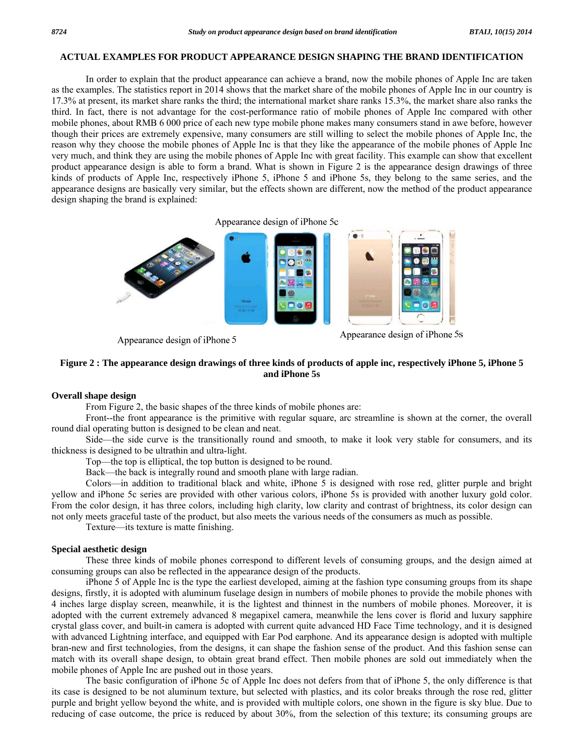## ACTUAL EXAMPLES FOR PRODUCT APPEARANCE DESIGN SHAPING THE BRAND IDENTIFICATION

In order to explain that the product appearance can achieve a brand, now the mobile phones of Apple Inc are taken as the examples. The statistics report in 2014 shows that the market share of the mobile phones of Apple Inc in our country is 17.3% at present, its market share ranks the third; the international market share ranks 15.3%, the market share also ranks the third. In fact, there is not advantage for the cost-performance ratio of mobile phones of Apple Inc compared with other mobile phones, about RMB 6 000 price of each new type mobile phone makes many consumers stand in awe before, however though their prices are extremely expensive, many consumers are still willing to select the mobile phones of Apple Inc, the reason why they choose the mobile phones of Apple Inc is that they like the appearance of the mobile phones of Apple Inc very much, and think they are using the mobile phones of Apple Inc with great facility. This example can show that excellent product appearance design is able to form a brand. What is shown in Figure 2 is the appearance design drawings of three kinds of products of Apple Inc, respectively iPhone 5, iPhone 5 and iPhone 5s, they belong to the same series, and the appearance designs are basically very similar, but the effects shown are different, now the method of the product appearance design shaping the brand is explained:

Appearance design of iPhone 5c

Appearance design of iPhone 5

Appearance design of iPhone 5s

**Figure 2 : The appearance design drawings of three kinds of products of apple inc, respectively iPhone 5, iPhone 5 and iPhone 5s**

### Overall shape design

From Figure 2, the basic shapes of the three kinds of mobile phones are:

Front--the front appearance is the primitive with regular square, arc streamline is shown at the corner, the overall round dial operating button is designed to be clean and neat.

Side—the side curve is the transitionally round and smooth, to make it look very stable for consumers, and its thickness is designed to be ultrathin and ultra-light.

Top—the top is elliptical, the top button is designed to be round.

Back—the back is integrally round and smooth plane with large radian.

Colors—in addition to traditional black and white, iPhone 5 is designed with rose red, glitter purple and bright yellow and iPhone 5c series are provided with other various colors, iPhone 5s is provided with another luxury gold color. From the color design, it has three colors, including high clarity, low clarity and contrast of brightness, its color design can not only meets graceful taste of the product, but also meets the various needs of the consumers as much as possible.

Texture—its texture is matte finishing.

### Special aesthetic design

These three kinds of mobile phones correspond to different levels of consuming groups, and the design aimed at consuming groups can also be reflected in the appearance design of the products.

iPhone 5 of Apple Inc is the type the earliest developed, aiming at the fashion type consuming groups from its shape designs, firstly, it is adopted with aluminum fuselage design in numbers of mobile phones to provide the mobile phones with 4 inches large display screen, meanwhile, it is the lightest and thinnest in the numbers of mobile phones. Moreover, it is adopted with the current extremely advanced 8 megapixel camera, meanwhile the lens cover is florid and luxury sapphire crystal glass cover, and built-in camera is adopted with current quite advanced HD Face Time technology, and it is designed with advanced Lightning interface, and equipped with Ear Pod earphone. And its appearance design is adopted with multiple bran-new and first technologies, from the designs, it can shape the fashion sense of the product. And this fashion sense can match with its overall shape design, to obtain great brand effect. Then mobile phones are sold out immediately when the mobile phones of Apple Inc are pushed out in those years.

The basic configuration of iPhone 5c of Apple Inc does not defers from that of iPhone 5, the only difference is that its case is designed to be not aluminum texture, but selected with plastics, and its color breaks through the rose red, glitter purple and bright yellow beyond the white, and is provided with multiple colors, one shown in the figure is sky blue. Due to reducing of case outcome, the price is reduced by about 30%, from the selection of this texture; its consuming groups are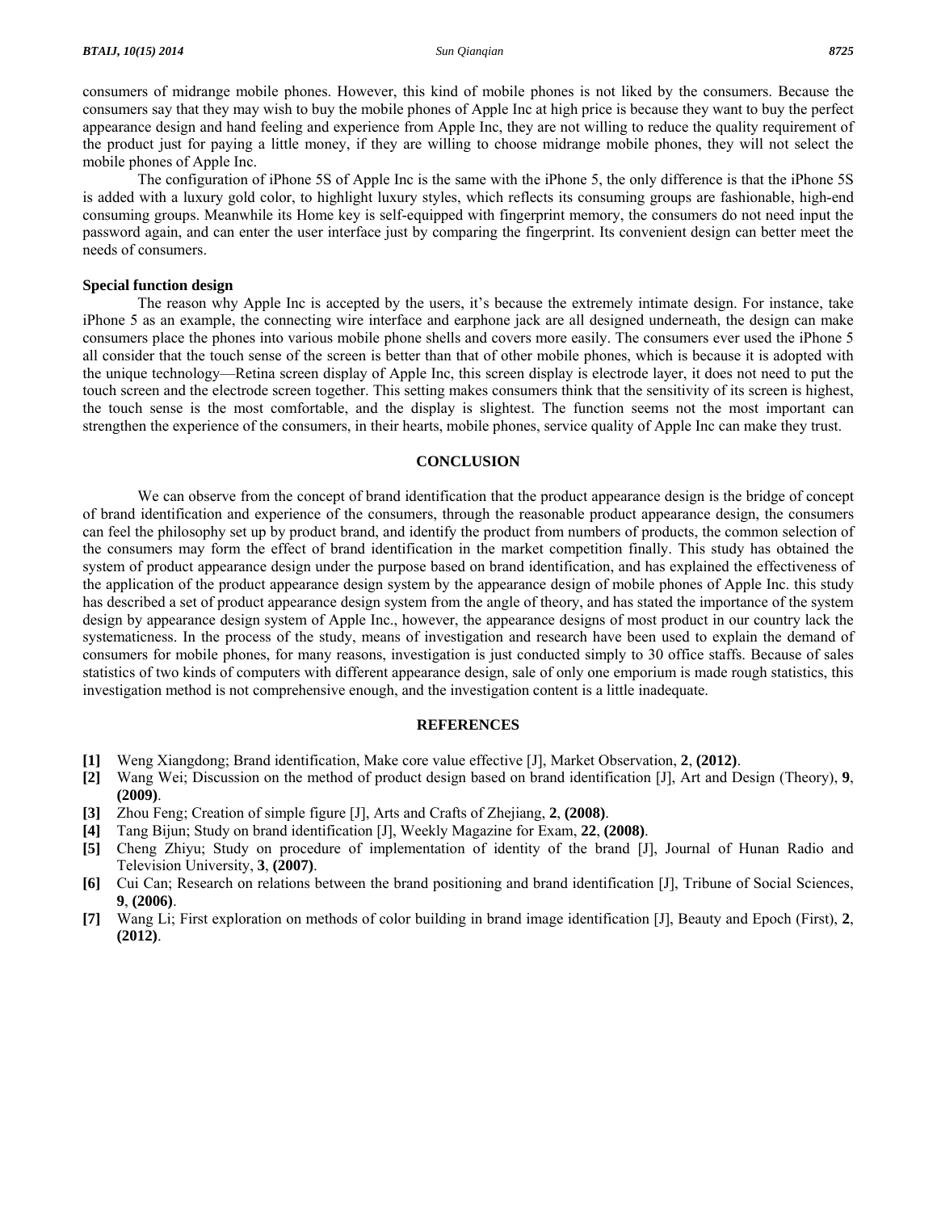consumers of midrange mobile phones. However, this kind of mobile phones is not liked by the consumers. Because the consumers say that they may wish to buy the mobile phones of Apple Inc at high price is because they want to buy the perfect appearance design and hand feeling and experience from Apple Inc, they are not willing to reduce the quality requirement of the product just for paying a little money, if they are willing to choose midrange mobile phones, they will not select the mobile phones of Apple Inc.

The configuration of iPhone 5S of Apple Inc is the same with the iPhone 5, the only difference is that the iPhone 5S is added with a luxury gold color, to highlight luxury styles, which reflects its consuming groups are fashionable, high-end consuming groups. Meanwhile its Home key is self-equipped with fingerprint memory, the consumers do not need input the password again, and can enter the user interface just by comparing the fingerprint. Its convenient design can better meet the needs of consumers.

**Special function design**

The reason why Apple Inc is accepted by the users, it's because the extremely intimate design. For instance, take iPhone 5 as an example, the connecting wire interface and earphone jack are all designed underneath, the design can make consumers place the phones into various mobile phone shells and covers more easily. The consumers ever used the iPhone 5 all consider that the touch sense of the screen is better than that of other mobile phones, which is because it is adopted with the unique technology—Retina screen display of Apple Inc, this screen display is electrode layer, it does not need to put the touch screen and the electrode screen together. This setting makes consumers think that the sensitivity of its screen is highest, the touch sense is the most comfortable, and the display is slightest. The function seems not the most important can strengthen the experience of the consumers, in their hearts, mobile phones, service quality of Apple Inc can make they trust.

## CONCLUSION

We can observe from the concept of brand identification that the product appearance design is the bridge of concept of brand identification and experience of the consumers, through the reasonable product appearance design, the consumers can feel the philosophy set up by product brand, and identify the product from numbers of products, the common selection of the consumers may form the effect of brand identification in the market competition finally. This study has obtained the system of product appearance design under the purpose based on brand identification, and has explained the effectiveness of the application of the product appearance design system by the appearance design of mobile phones of Apple Inc. this study has described a set of product appearance design system from the angle of theory, and has stated the importance of the system design by appearance design system of Apple Inc., however, the appearance designs of most product in our country lack the systematicness. In the process of the study, means of investigation and research have been used to explain the demand of consumers for mobile phones, for many reasons, investigation is just conducted simply to 30 office staffs. Because of sales statistics of two kinds of computers with different appearance design, sale of only one emporium is made rough statistics, this investigation method is not comprehensive enough, and the investigation content is a little inadequate.

## REFERENCES

**[1]** Weng Xiangdong; Brand identification, Make core value effective [J], Market Observation, **2**, **(2012)**.

**[2]** Wang Wei; Discussion on the method of product design based on brand identification [J], Art and Design (Theory), **9**, **(2009)**.

**[3]** Zhou Feng; Creation of simple figure [J], Arts and Crafts of Zhejiang, **2**, **(2008)**.

**[4]** Tang Bijun; Study on brand identification [J], Weekly Magazine for Exam, **22**, **(2008)**.

**[5]** Cheng Zhiyu; Study on procedure of implementation of identity of the brand [J], Journal of Hunan Radio and Television University, **3**, **(2007)**.

**[6]** Cui Can; Research on relations between the brand positioning and brand identification [J], Tribune of Social Sciences, **9**, **(2006)**.

**[7]** Wang Li; First exploration on methods of color building in brand image identification [J], Beauty and Epoch (First), **2**, **(2012)**.